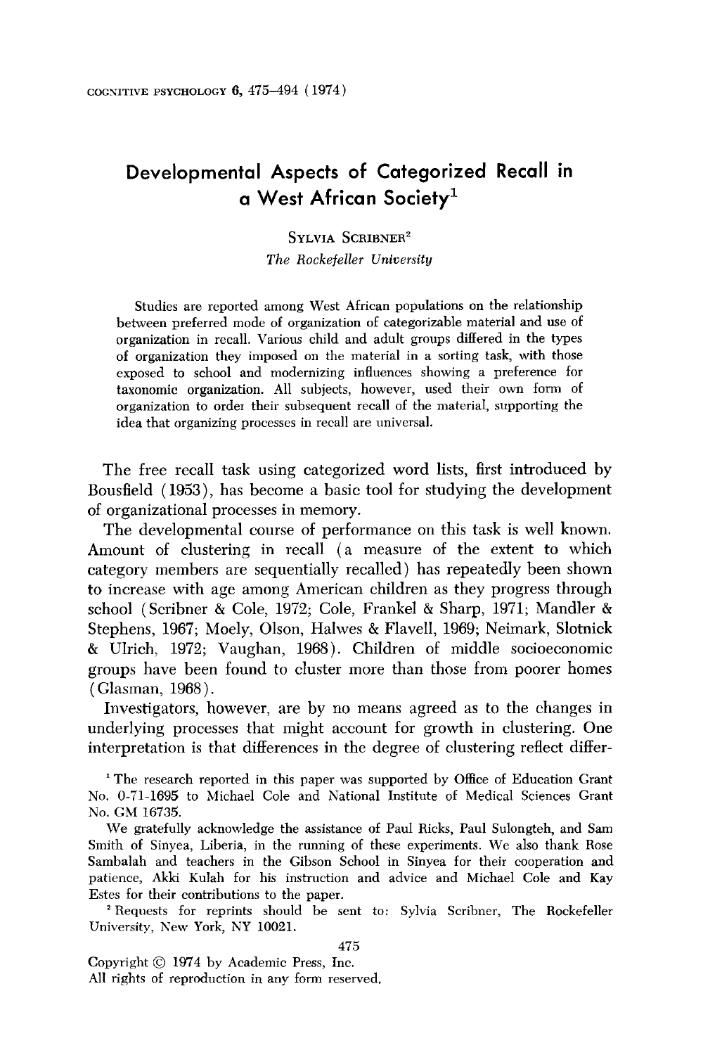# Developmental Aspects of Categorized Recall in a West African Society[1]

Sylvia Scribner[2]

*The Rockefeller University*

Studies are reported among West African populations on the relationship between preferred mode of organization of categorizable material and use of organization in recall. Various child and adult groups differed in the types of organization they imposed on the material in a sorting task, with those exposed to school and modernizing influences showing a preference for taxonomic organization. All subjects, however, used their own form of organization to order their subsequent recall of the material, supporting the idea that organizing processes in recall are universal.

The free recall task using categorized word lists, first introduced by Bousfield (1953), has become a basic tool for studying the development of organizational processes in memory.

The developmental course of performance on this task is well known. Amount of clustering in recall (a measure of the extent to which category members are sequentially recalled) has repeatedly been shown to increase with age among American children as they progress through school (Scribner & Cole, 1972; Cole, Frankel & Sharp, 1971; Mandler & Stephens, 1967; Moely, Olson, Halwes & Flavell, 1969; Neimark, Slotnick & Ulrich, 1972; Vaughan, 1968). Children of middle socioeconomic groups have been found to cluster more than those from poorer homes (Glasman, 1968).

Investigators, however, are by no means agreed as to the changes in underlying processes that might account for growth in clustering. One interpretation is that differences in the degree of clustering reflect differ-

[1] The research reported in this paper was supported by Office of Education Grant No. 0-71-1695 to Michael Cole and National Institute of Medical Sciences Grant No. GM 16735.

We gratefully acknowledge the assistance of Paul Ricks, Paul Sulongteh, and Sam Smith of Sinyea, Liberia, in the running of these experiments. We also thank Rose Sambalah and teachers in the Gibson School in Sinyea for their cooperation and patience, Akki Kulah for his instruction and advice and Michael Cole and Kay Estes for their contributions to the paper.

[2] Requests for reprints should be sent to: Sylvia Scribner, The Rockefeller University, New York, NY 10021.

Copyright © 1974 by Academic Press, Inc.
All rights of reproduction in any form reserved.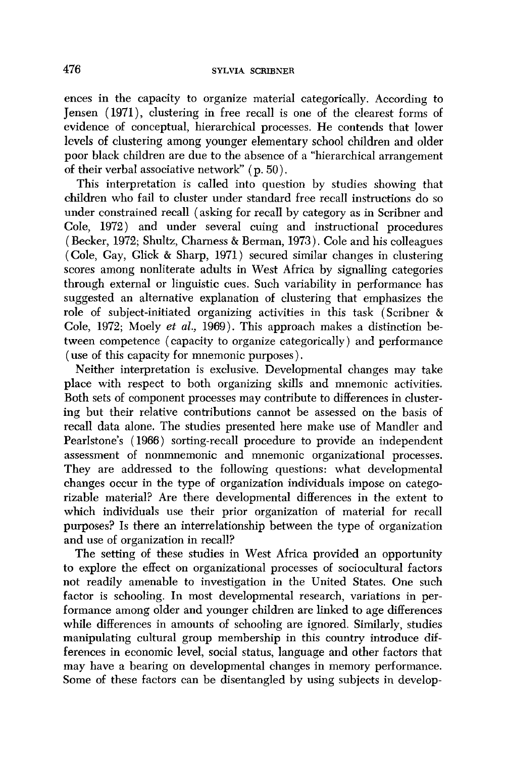ences in the capacity to organize material categorically. According to Jensen (1971), clustering in free recall is one of the clearest forms of evidence of conceptual, hierarchical processes. He contends that lower levels of clustering among younger elementary school children and older poor black children are due to the absence of a "hierarchical arrangement of their verbal associative network" (p. 50).

This interpretation is called into question by studies showing that children who fail to cluster under standard free recall instructions do so under constrained recall (asking for recall by category as in Scribner and Cole, 1972) and under several cuing and instructional procedures (Becker, 1972; Shultz, Charness & Berman, 1973). Cole and his colleagues (Cole, Gay, Glick & Sharp, 1971) secured similar changes in clustering scores among nonliterate adults in West Africa by signalling categories through external or linguistic cues. Such variability in performance has suggested an alternative explanation of clustering that emphasizes the role of subject-initiated organizing activities in this task (Scribner & Cole, 1972; Moely *et al.*, 1969). This approach makes a distinction between competence (capacity to organize categorically) and performance (use of this capacity for mnemonic purposes).

Neither interpretation is exclusive. Developmental changes may take place with respect to both organizing skills and mnemonic activities. Both sets of component processes may contribute to differences in clustering but their relative contributions cannot be assessed on the basis of recall data alone. The studies presented here make use of Mandler and Pearlstone's (1966) sorting-recall procedure to provide an independent assessment of nonmnemonic and mnemonic organizational processes. They are addressed to the following questions: what developmental changes occur in the type of organization individuals impose on categorizable material? Are there developmental differences in the extent to which individuals use their prior organization of material for recall purposes? Is there an interrelationship between the type of organization and use of organization in recall?

The setting of these studies in West Africa provided an opportunity to explore the effect on organizational processes of sociocultural factors not readily amenable to investigation in the United States. One such factor is schooling. In most developmental research, variations in performance among older and younger children are linked to age differences while differences in amounts of schooling are ignored. Similarly, studies manipulating cultural group membership in this country introduce differences in economic level, social status, language and other factors that may have a bearing on developmental changes in memory performance. Some of these factors can be disentangled by using subjects in develop-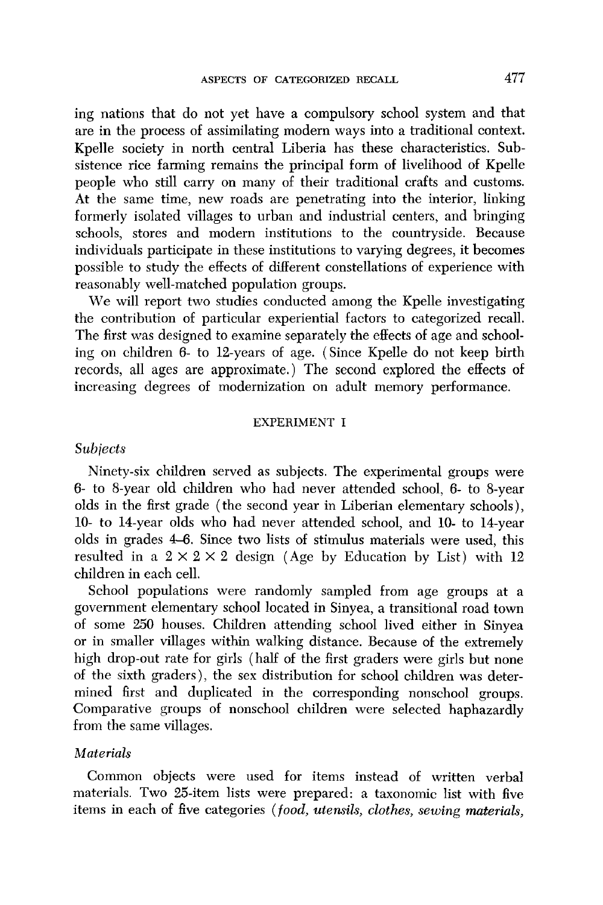ing nations that do not yet have a compulsory school system and that are in the process of assimilating modern ways into a traditional context. Kpelle society in north central Liberia has these characteristics. Subsistence rice farming remains the principal form of livelihood of Kpelle people who still carry on many of their traditional crafts and customs. At the same time, new roads are penetrating into the interior, linking formerly isolated villages to urban and industrial centers, and bringing schools, stores and modern institutions to the countryside. Because individuals participate in these institutions to varying degrees, it becomes possible to study the effects of different constellations of experience with reasonably well-matched population groups.

We will report two studies conducted among the Kpelle investigating the contribution of particular experiential factors to categorized recall. The first was designed to examine separately the effects of age and schooling on children 6- to 12-years of age. (Since Kpelle do not keep birth records, all ages are approximate.) The second explored the effects of increasing degrees of modernization on adult memory performance.

## EXPERIMENT I

### *Subjects*

Ninety-six children served as subjects. The experimental groups were 6- to 8-year old children who had never attended school, 6- to 8-year olds in the first grade (the second year in Liberian elementary schools), 10- to 14-year olds who had never attended school, and 10- to 14-year olds in grades 4–6. Since two lists of stimulus materials were used, this resulted in a $2 \times 2 \times 2$ design (Age by Education by List) with 12 children in each cell.

School populations were randomly sampled from age groups at a government elementary school located in Sinyea, a transitional road town of some 250 houses. Children attending school lived either in Sinyea or in smaller villages within walking distance. Because of the extremely high drop-out rate for girls (half of the first graders were girls but none of the sixth graders), the sex distribution for school children was determined first and duplicated in the corresponding nonschool groups. Comparative groups of nonschool children were selected haphazardly from the same villages.

### *Materials*

Common objects were used for items instead of written verbal materials. Two 25-item lists were prepared: a taxonomic list with five items in each of five categories (*food, utensils, clothes, sewing materials,*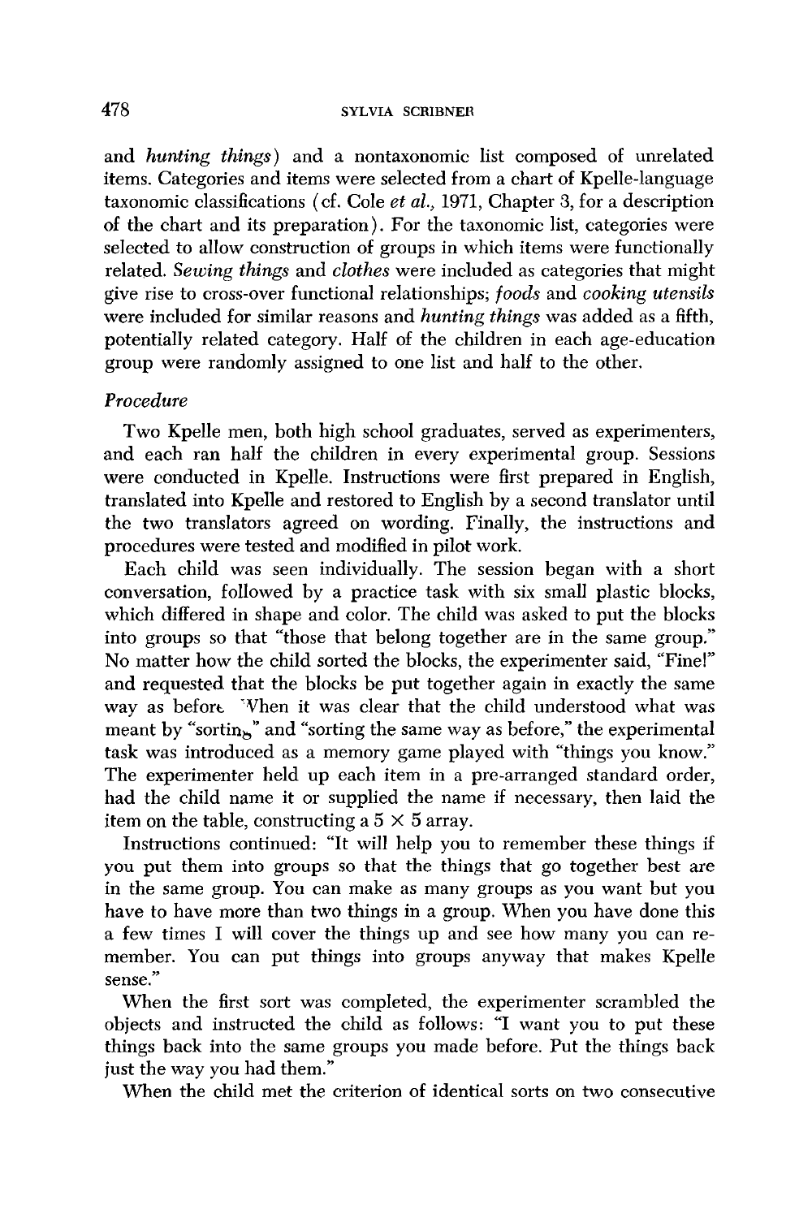and *hunting things*) and a nontaxonomic list composed of unrelated items. Categories and items were selected from a chart of Kpelle-language taxonomic classifications (cf. Cole *et al.*, 1971, Chapter 3, for a description of the chart and its preparation). For the taxonomic list, categories were selected to allow construction of groups in which items were functionally related. *Sewing things* and *clothes* were included as categories that might give rise to cross-over functional relationships; *foods* and *cooking utensils* were included for similar reasons and *hunting things* was added as a fifth, potentially related category. Half of the children in each age-education group were randomly assigned to one list and half to the other.

### *Procedure*

Two Kpelle men, both high school graduates, served as experimenters, and each ran half the children in every experimental group. Sessions were conducted in Kpelle. Instructions were first prepared in English, translated into Kpelle and restored to English by a second translator until the two translators agreed on wording. Finally, the instructions and procedures were tested and modified in pilot work.

Each child was seen individually. The session began with a short conversation, followed by a practice task with six small plastic blocks, which differed in shape and color. The child was asked to put the blocks into groups so that "those that belong together are in the same group." No matter how the child sorted the blocks, the experimenter said, "Fine!" and requested that the blocks be put together again in exactly the same way as before. When it was clear that the child understood what was meant by "sorting" and "sorting the same way as before," the experimental task was introduced as a memory game played with "things you know." The experimenter held up each item in a pre-arranged standard order, had the child name it or supplied the name if necessary, then laid the item on the table, constructing a $5 \times 5$ array.

Instructions continued: "It will help you to remember these things if you put them into groups so that the things that go together best are in the same group. You can make as many groups as you want but you have to have more than two things in a group. When you have done this a few times I will cover the things up and see how many you can remember. You can put things into groups anyway that makes Kpelle sense."

When the first sort was completed, the experimenter scrambled the objects and instructed the child as follows: "I want you to put these things back into the same groups you made before. Put the things back just the way you had them."

When the child met the criterion of identical sorts on two consecutive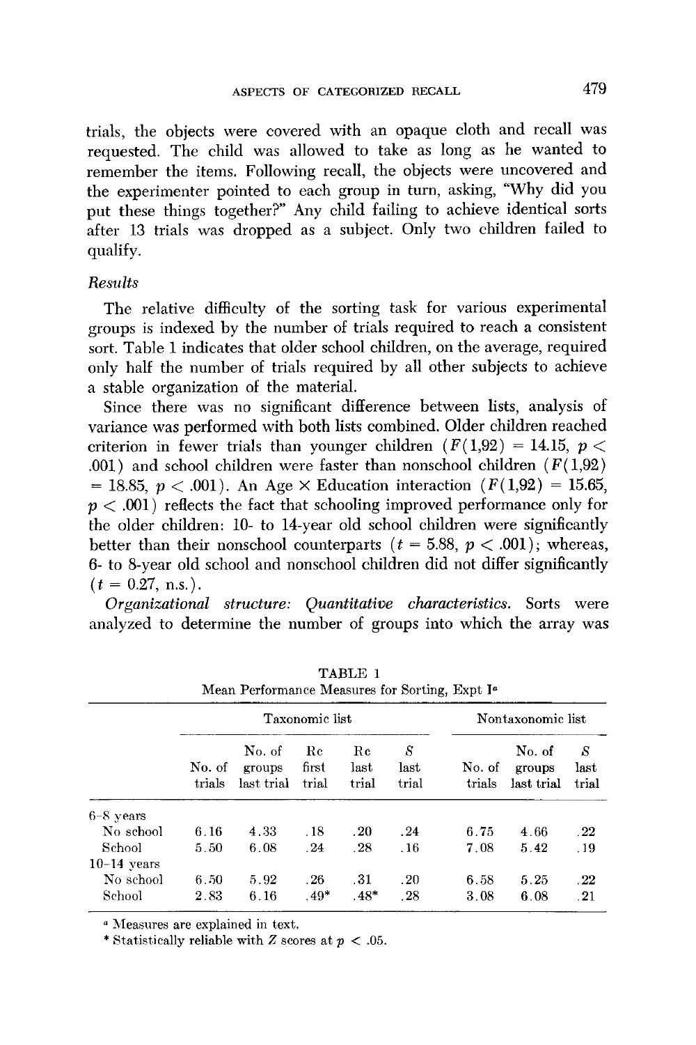trials, the objects were covered with an opaque cloth and recall was requested. The child was allowed to take as long as he wanted to remember the items. Following recall, the objects were uncovered and the experimenter pointed to each group in turn, asking, "Why did you put these things together?" Any child failing to achieve identical sorts after 13 trials was dropped as a subject. Only two children failed to qualify.

### *Results*

The relative difficulty of the sorting task for various experimental groups is indexed by the number of trials required to reach a consistent sort. Table 1 indicates that older school children, on the average, required only half the number of trials required by all other subjects to achieve a stable organization of the material.

Since there was no significant difference between lists, analysis of variance was performed with both lists combined. Older children reached criterion in fewer trials than younger children ($F(1,92) = 14.15$, $p < .001$) and school children were faster than nonschool children ($F(1,92) = 18.85$, $p < .001$). An Age × Education interaction ($F(1,92) = 15.65$, $p < .001$) reflects the fact that schooling improved performance only for the older children: 10- to 14-year old school children were significantly better than their nonschool counterparts ($t = 5.88$, $p < .001$); whereas, 6- to 8-year old school and nonschool children did not differ significantly ($t = 0.27$, n.s.).

*Organizational structure: Quantitative characteristics.* Sorts were analyzed to determine the number of groups into which the array was

TABLE 1
Mean Performance Measures for Sorting, Expt I[a]

| | Taxonomic list | | | | | Nontaxonomic list | | |
|---|---|---|---|---|---|---|---|---|
| | No. of trials | No. of groups last trial | Rc first trial | Rc last trial | *S* last trial | No. of trials | No. of groups last trial | *S* last trial |
| 6–8 years | | | | | | | | |
| No school | 6.16 | 4.33 | .18 | .20 | .24 | 6.75 | 4.66 | .22 |
| School | 5.50 | 6.08 | .24 | .28 | .16 | 7.08 | 5.42 | .19 |
| 10–14 years | | | | | | | | |
| No school | 6.50 | 5.92 | .26 | .31 | .20 | 6.58 | 5.25 | .22 |
| School | 2.83 | 6.16 | .49* | .48* | .28 | 3.08 | 6.08 | .21 |

[a] Measures are explained in text.

* Statistically reliable with $Z$ scores at $p < .05$.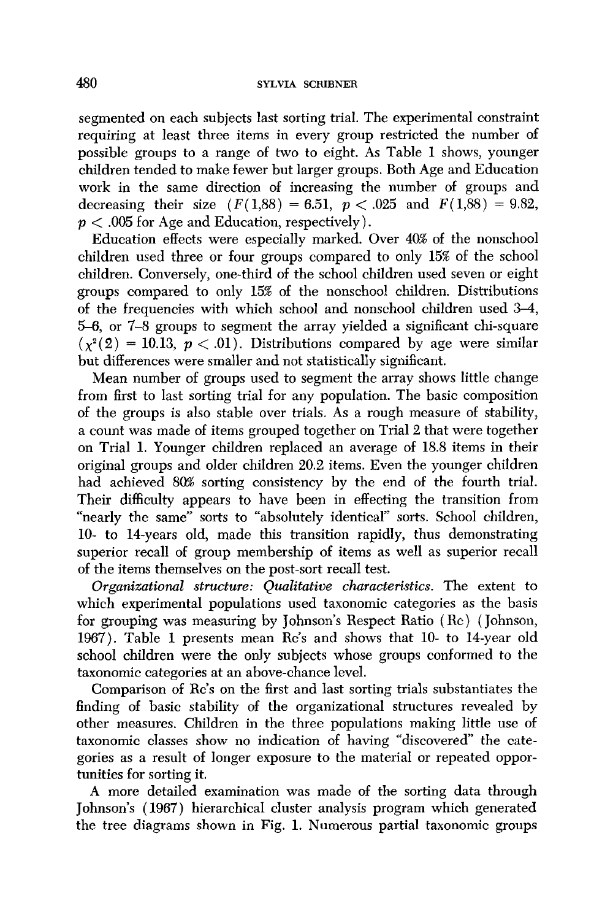segmented on each subjects last sorting trial. The experimental constraint requiring at least three items in every group restricted the number of possible groups to a range of two to eight. As Table 1 shows, younger children tended to make fewer but larger groups. Both Age and Education work in the same direction of increasing the number of groups and decreasing their size ($F(1,88) = 6.51$, $p < .025$ and $F(1,88) = 9.82$, $p < .005$ for Age and Education, respectively).

Education effects were especially marked. Over 40% of the nonschool children used three or four groups compared to only 15% of the school children. Conversely, one-third of the school children used seven or eight groups compared to only 15% of the nonschool children. Distributions of the frequencies with which school and nonschool children used 3–4, 5–6, or 7–8 groups to segment the array yielded a significant chi-square ($\chi^2(2) = 10.13$, $p < .01$). Distributions compared by age were similar but differences were smaller and not statistically significant.

Mean number of groups used to segment the array shows little change from first to last sorting trial for any population. The basic composition of the groups is also stable over trials. As a rough measure of stability, a count was made of items grouped together on Trial 2 that were together on Trial 1. Younger children replaced an average of 18.8 items in their original groups and older children 20.2 items. Even the younger children had achieved 80% sorting consistency by the end of the fourth trial. Their difficulty appears to have been in effecting the transition from "nearly the same" sorts to "absolutely identical" sorts. School children, 10- to 14-years old, made this transition rapidly, thus demonstrating superior recall of group membership of items as well as superior recall of the items themselves on the post-sort recall test.

*Organizational structure: Qualitative characteristics.* The extent to which experimental populations used taxonomic categories as the basis for grouping was measuring by Johnson's Respect Ratio (Rc) (Johnson, 1967). Table 1 presents mean Rc's and shows that 10- to 14-year old school children were the only subjects whose groups conformed to the taxonomic categories at an above-chance level.

Comparison of Rc's on the first and last sorting trials substantiates the finding of basic stability of the organizational structures revealed by other measures. Children in the three populations making little use of taxonomic classes show no indication of having "discovered" the categories as a result of longer exposure to the material or repeated opportunities for sorting it.

A more detailed examination was made of the sorting data through Johnson's (1967) hierarchical cluster analysis program which generated the tree diagrams shown in Fig. 1. Numerous partial taxonomic groups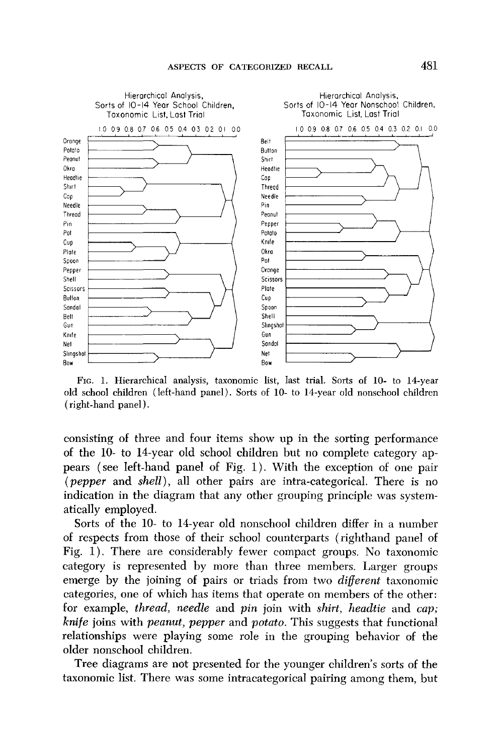Hierarchical Analysis, Sorts of 10-14 Year School Children, Taxonomic List, Last Trial

Hierarchical Analysis, Sorts of 10-14 Year Nonschool Children, Taxonomic List, Last Trial

FIG. 1. Hierarchical analysis, taxonomic list, last trial. Sorts of 10- to 14-year old school children (left-hand panel). Sorts of 10- to 14-year old nonschool children (right-hand panel).

consisting of three and four items show up in the sorting performance of the 10- to 14-year old school children but no complete category appears (see left-hand panel of Fig. 1). With the exception of one pair (*pepper* and *shell*), all other pairs are intra-categorical. There is no indication in the diagram that any other grouping principle was systematically employed.

Sorts of the 10- to 14-year old nonschool children differ in a number of respects from those of their school counterparts (righthand panel of Fig. 1). There are considerably fewer compact groups. No taxonomic category is represented by more than three members. Larger groups emerge by the joining of pairs or triads from two *different* taxonomic categories, one of which has items that operate on members of the other: for example, *thread, needle* and *pin* join with *shirt, headtie* and *cap; knife* joins with *peanut, pepper* and *potato.* This suggests that functional relationships were playing some role in the grouping behavior of the older nonschool children.

Tree diagrams are not presented for the younger children's sorts of the taxonomic list. There was some intracategorical pairing among them, but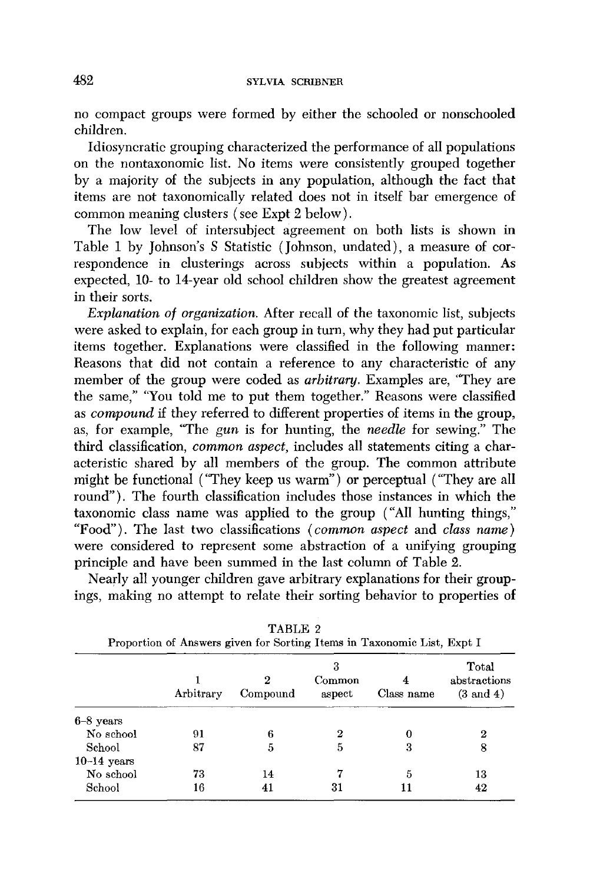no compact groups were formed by either the schooled or nonschooled children.

Idiosyncratic grouping characterized the performance of all populations on the nontaxonomic list. No items were consistently grouped together by a majority of the subjects in any population, although the fact that items are not taxonomically related does not in itself bar emergence of common meaning clusters (see Expt 2 below).

The low level of intersubject agreement on both lists is shown in Table 1 by Johnson's S Statistic (Johnson, undated), a measure of correspondence in clusterings across subjects within a population. As expected, 10- to 14-year old school children show the greatest agreement in their sorts.

*Explanation of organization.* After recall of the taxonomic list, subjects were asked to explain, for each group in turn, why they had put particular items together. Explanations were classified in the following manner: Reasons that did not contain a reference to any characteristic of any member of the group were coded as *arbitrary.* Examples are, "They are the same," "You told me to put them together." Reasons were classified as *compound* if they referred to different properties of items in the group, as, for example, "The *gun* is for hunting, the *needle* for sewing." The third classification, *common aspect,* includes all statements citing a characteristic shared by all members of the group. The common attribute might be functional ("They keep us warm") or perceptual ("They are all round"). The fourth classification includes those instances in which the taxonomic class name was applied to the group ("All hunting things," "Food"). The last two classifications (*common aspect* and *class name*) were considered to represent some abstraction of a unifying grouping principle and have been summed in the last column of Table 2.

Nearly all younger children gave arbitrary explanations for their groupings, making no attempt to relate their sorting behavior to properties of

TABLE 2
Proportion of Answers given for Sorting Items in Taxonomic List, Expt I

| | 1 Arbitrary | 2 Compound | 3 Common aspect | 4 Class name | Total abstractions (3 and 4) |
|---|---|---|---|---|---|
| 6–8 years | | | | | |
| No school | 91 | 6 | 2 | 0 | 2 |
| School | 87 | 5 | 5 | 3 | 8 |
| 10–14 years | | | | | |
| No school | 73 | 14 | 7 | 5 | 13 |
| School | 16 | 41 | 31 | 11 | 42 |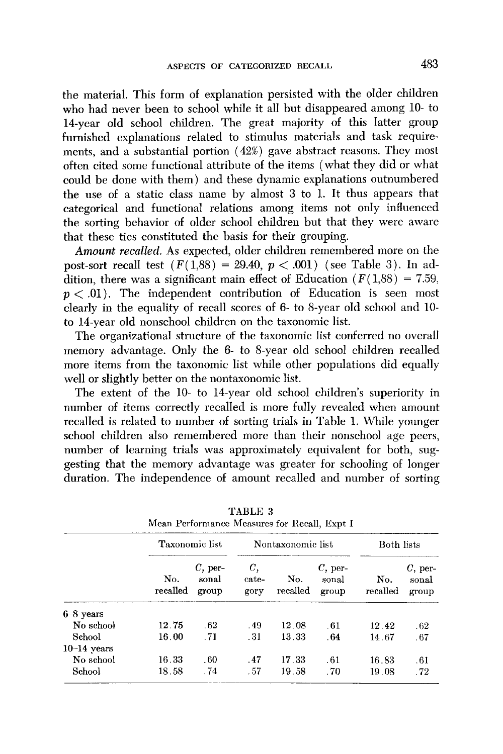the material. This form of explanation persisted with the older children who had never been to school while it all but disappeared among 10- to 14-year old school children. The great majority of this latter group furnished explanations related to stimulus materials and task requirements, and a substantial portion (42%) gave abstract reasons. They most often cited some functional attribute of the items (what they did or what could be done with them) and these dynamic explanations outnumbered the use of a static class name by almost 3 to 1. It thus appears that categorical and functional relations among items not only influenced the sorting behavior of older school children but that they were aware that these ties constituted the basis for their grouping.

*Amount recalled.* As expected, older children remembered more on the post-sort recall test ($F(1,88) = 29.40$, $p < .001$) (see Table 3). In addition, there was a significant main effect of Education ($F(1,88) = 7.59$, $p < .01$). The independent contribution of Education is seen most clearly in the equality of recall scores of 6- to 8-year old school and 10- to 14-year old nonschool children on the taxonomic list.

The organizational structure of the taxonomic list conferred no overall memory advantage. Only the 6- to 8-year old school children recalled more items from the taxonomic list while other populations did equally well or slightly better on the nontaxonomic list.

The extent of the 10- to 14-year old school children's superiority in number of items correctly recalled is more fully revealed when amount recalled is related to number of sorting trials in Table 1. While younger school children also remembered more than their nonschool age peers, number of learning trials was approximately equivalent for both, suggesting that the memory advantage was greater for schooling of longer duration. The independence of amount recalled and number of sorting

TABLE 3
Mean Performance Measures for Recall, Expt I

| | Taxonomic list | | | Nontaxonomic list | | Both lists | |
|---|---|---|---|---|---|---|---|
| | No. recalled | *C*, personal group | *C*, category | No. recalled | *C*, personal group | No. recalled | *C*, personal group |
| 6–8 years | | | | | | | |
| No school | 12.75 | .62 | .49 | 12.08 | .61 | 12.42 | .62 |
| School | 16.00 | .71 | .31 | 13.33 | .64 | 14.67 | .67 |
| 10–14 years | | | | | | | |
| No school | 16.33 | .60 | .47 | 17.33 | .61 | 16.83 | .61 |
| School | 18.58 | .74 | .57 | 19.58 | .70 | 19.08 | .72 |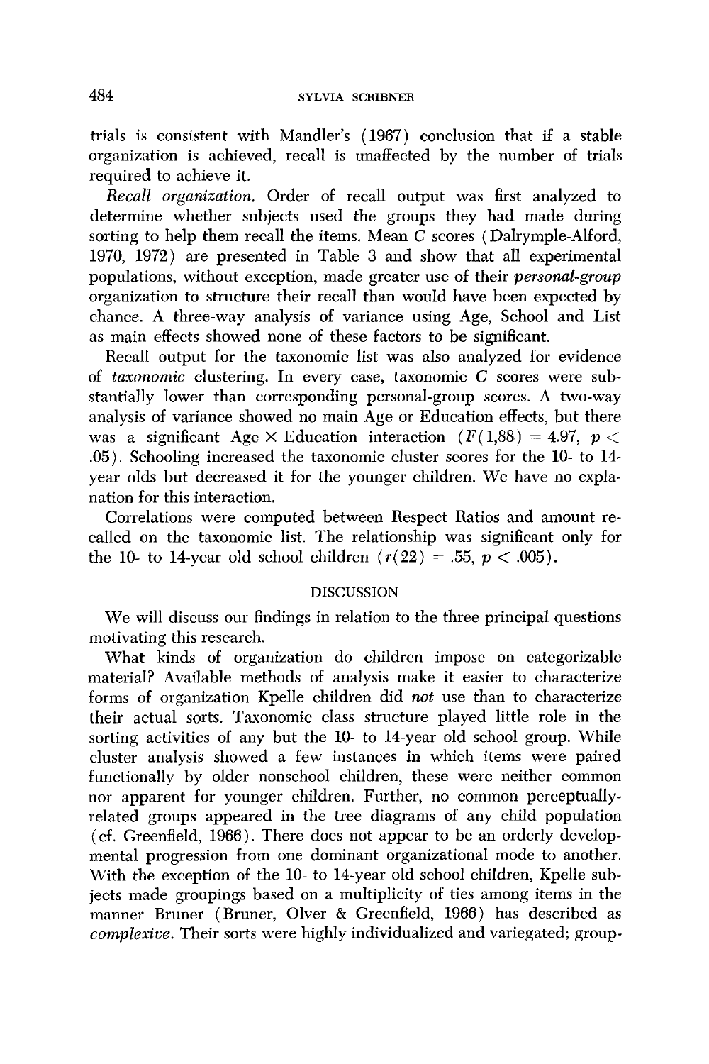trials is consistent with Mandler's (1967) conclusion that if a stable organization is achieved, recall is unaffected by the number of trials required to achieve it.

*Recall organization.* Order of recall output was first analyzed to determine whether subjects used the groups they had made during sorting to help them recall the items. Mean $C$ scores (Dalrymple-Alford, 1970, 1972) are presented in Table 3 and show that all experimental populations, without exception, made greater use of their *personal-group* organization to structure their recall than would have been expected by chance. A three-way analysis of variance using Age, School and List as main effects showed none of these factors to be significant.

Recall output for the taxonomic list was also analyzed for evidence of *taxonomic* clustering. In every case, taxonomic $C$ scores were substantially lower than corresponding personal-group scores. A two-way analysis of variance showed no main Age or Education effects, but there was a significant Age × Education interaction ($F(1,88) = 4.97$, $p < .05$). Schooling increased the taxonomic cluster scores for the 10- to 14-year olds but decreased it for the younger children. We have no explanation for this interaction.

Correlations were computed between Respect Ratios and amount recalled on the taxonomic list. The relationship was significant only for the 10- to 14-year old school children ($r(22) = .55$, $p < .005$).

## DISCUSSION

We will discuss our findings in relation to the three principal questions motivating this research.

What kinds of organization do children impose on categorizable material? Available methods of analysis make it easier to characterize forms of organization Kpelle children did *not* use than to characterize their actual sorts. Taxonomic class structure played little role in the sorting activities of any but the 10- to 14-year old school group. While cluster analysis showed a few instances in which items were paired functionally by older nonschool children, these were neither common nor apparent for younger children. Further, no common perceptually-related groups appeared in the tree diagrams of any child population (cf. Greenfield, 1966). There does not appear to be an orderly developmental progression from one dominant organizational mode to another. With the exception of the 10- to 14-year old school children, Kpelle subjects made groupings based on a multiplicity of ties among items in the manner Bruner (Bruner, Olver & Greenfield, 1966) has described as *complexive*. Their sorts were highly individualized and variegated; group-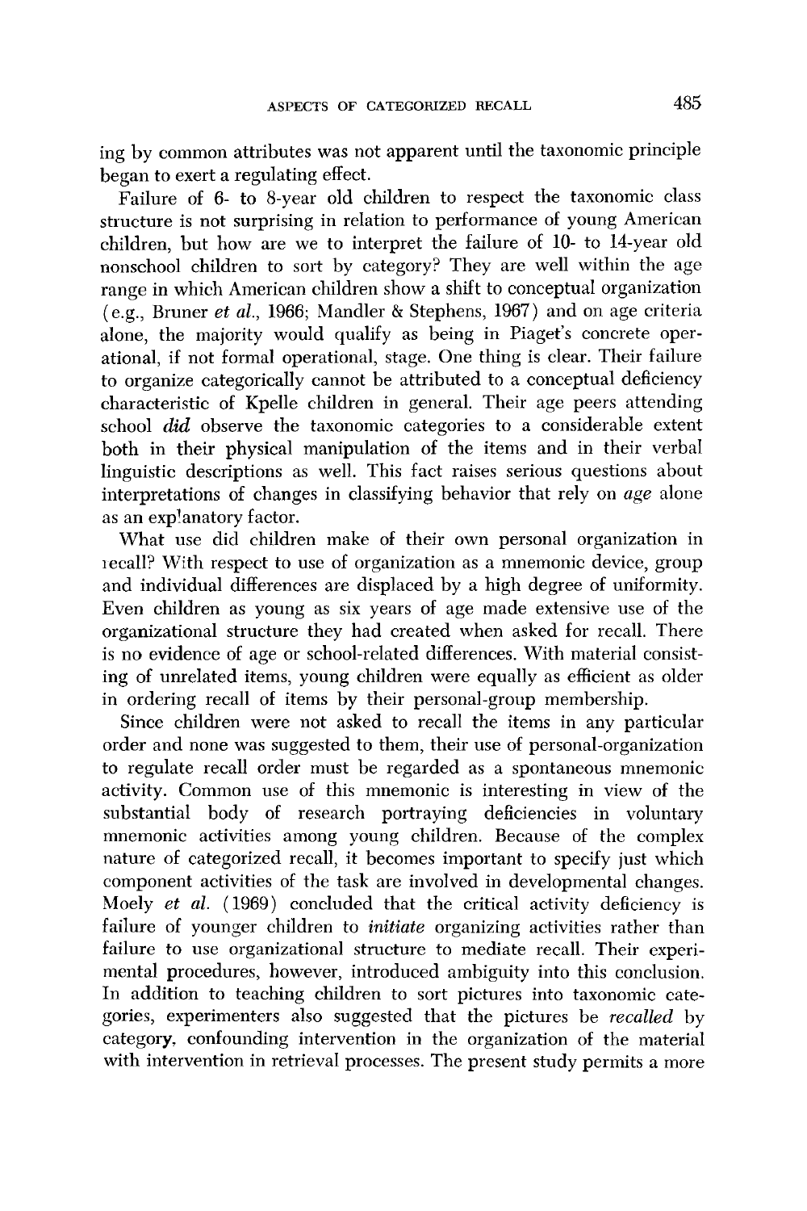ing by common attributes was not apparent until the taxonomic principle began to exert a regulating effect.

Failure of 6- to 8-year old children to respect the taxonomic class structure is not surprising in relation to performance of young American children, but how are we to interpret the failure of 10- to 14-year old nonschool children to sort by category? They are well within the age range in which American children show a shift to conceptual organization (e.g., Bruner *et al.*, 1966; Mandler & Stephens, 1967) and on age criteria alone, the majority would qualify as being in Piaget's concrete operational, if not formal operational, stage. One thing is clear. Their failure to organize categorically cannot be attributed to a conceptual deficiency characteristic of Kpelle children in general. Their age peers attending school *did* observe the taxonomic categories to a considerable extent both in their physical manipulation of the items and in their verbal linguistic descriptions as well. This fact raises serious questions about interpretations of changes in classifying behavior that rely on *age* alone as an explanatory factor.

What use did children make of their own personal organization in recall? With respect to use of organization as a mnemonic device, group and individual differences are displaced by a high degree of uniformity. Even children as young as six years of age made extensive use of the organizational structure they had created when asked for recall. There is no evidence of age or school-related differences. With material consisting of unrelated items, young children were equally as efficient as older in ordering recall of items by their personal-group membership.

Since children were not asked to recall the items in any particular order and none was suggested to them, their use of personal-organization to regulate recall order must be regarded as a spontaneous mnemonic activity. Common use of this mnemonic is interesting in view of the substantial body of research portraying deficiencies in voluntary mnemonic activities among young children. Because of the complex nature of categorized recall, it becomes important to specify just which component activities of the task are involved in developmental changes. Moely *et al.* (1969) concluded that the critical activity deficiency is failure of younger children to *initiate* organizing activities rather than failure to use organizational structure to mediate recall. Their experimental procedures, however, introduced ambiguity into this conclusion. In addition to teaching children to sort pictures into taxonomic categories, experimenters also suggested that the pictures be *recalled* by category, confounding intervention in the organization of the material with intervention in retrieval processes. The present study permits a more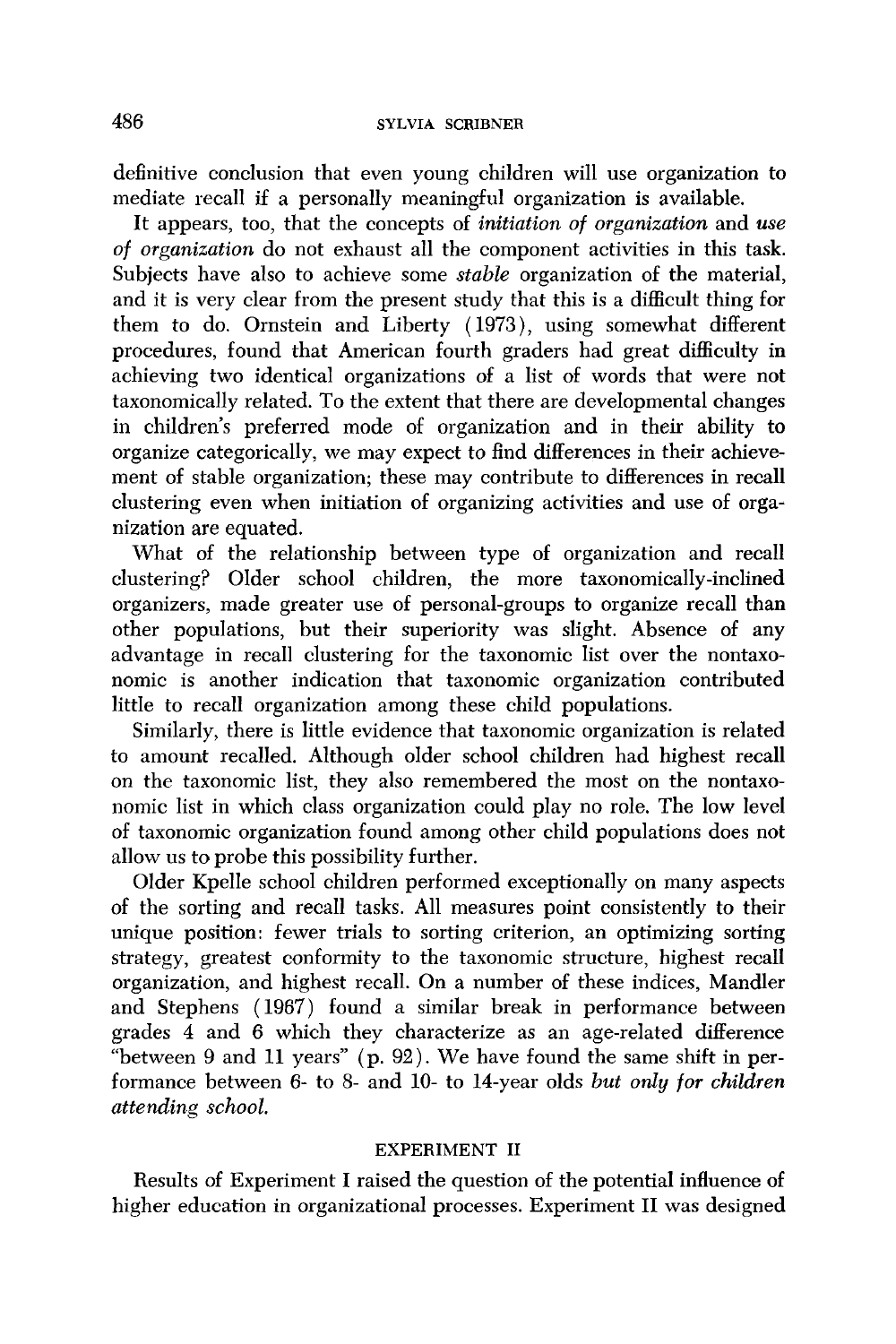definitive conclusion that even young children will use organization to mediate recall if a personally meaningful organization is available.

It appears, too, that the concepts of *initiation of organization* and *use of organization* do not exhaust all the component activities in this task. Subjects have also to achieve some *stable* organization of the material, and it is very clear from the present study that this is a difficult thing for them to do. Ornstein and Liberty (1973), using somewhat different procedures, found that American fourth graders had great difficulty in achieving two identical organizations of a list of words that were not taxonomically related. To the extent that there are developmental changes in children's preferred mode of organization and in their ability to organize categorically, we may expect to find differences in their achievement of stable organization; these may contribute to differences in recall clustering even when initiation of organizing activities and use of organization are equated.

What of the relationship between type of organization and recall clustering? Older school children, the more taxonomically-inclined organizers, made greater use of personal-groups to organize recall than other populations, but their superiority was slight. Absence of any advantage in recall clustering for the taxonomic list over the nontaxonomic is another indication that taxonomic organization contributed little to recall organization among these child populations.

Similarly, there is little evidence that taxonomic organization is related to amount recalled. Although older school children had highest recall on the taxonomic list, they also remembered the most on the nontaxonomic list in which class organization could play no role. The low level of taxonomic organization found among other child populations does not allow us to probe this possibility further.

Older Kpelle school children performed exceptionally on many aspects of the sorting and recall tasks. All measures point consistently to their unique position: fewer trials to sorting criterion, an optimizing sorting strategy, greatest conformity to the taxonomic structure, highest recall organization, and highest recall. On a number of these indices, Mandler and Stephens (1967) found a similar break in performance between grades 4 and 6 which they characterize as an age-related difference "between 9 and 11 years" (p. 92). We have found the same shift in performance between 6- to 8- and 10- to 14-year olds *but only for children attending school.*

## EXPERIMENT II

Results of Experiment I raised the question of the potential influence of higher education in organizational processes. Experiment II was designed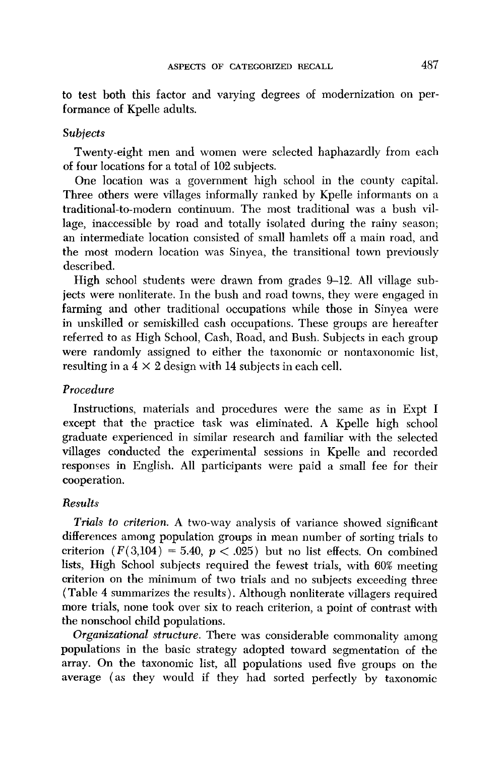to test both this factor and varying degrees of modernization on performance of Kpelle adults.

### *Subjects*

Twenty-eight men and women were selected haphazardly from each of four locations for a total of 102 subjects.

One location was a government high school in the county capital. Three others were villages informally ranked by Kpelle informants on a traditional-to-modern continuum. The most traditional was a bush village, inaccessible by road and totally isolated during the rainy season; an intermediate location consisted of small hamlets off a main road, and the most modern location was Sinyea, the transitional town previously described.

High school students were drawn from grades 9–12. All village subjects were nonliterate. In the bush and road towns, they were engaged in farming and other traditional occupations while those in Sinyea were in unskilled or semiskilled cash occupations. These groups are hereafter referred to as High School, Cash, Road, and Bush. Subjects in each group were randomly assigned to either the taxonomic or nontaxonomic list, resulting in a $4 \times 2$ design with 14 subjects in each cell.

### *Procedure*

Instructions, materials and procedures were the same as in Expt I except that the practice task was eliminated. A Kpelle high school graduate experienced in similar research and familiar with the selected villages conducted the experimental sessions in Kpelle and recorded responses in English. All participants were paid a small fee for their cooperation.

### *Results*

***Trials to criterion.*** A two-way analysis of variance showed significant differences among population groups in mean number of sorting trials to criterion ($F(3,104) = 5.40$, $p < .025$) but no list effects. On combined lists, High School subjects required the fewest trials, with 60% meeting criterion on the minimum of two trials and no subjects exceeding three (Table 4 summarizes the results). Although nonliterate villagers required more trials, none took over six to reach criterion, a point of contrast with the nonschool child populations.

***Organizational structure.*** There was considerable commonality among populations in the basic strategy adopted toward segmentation of the array. On the taxonomic list, all populations used five groups on the average (as they would if they had sorted perfectly by taxonomic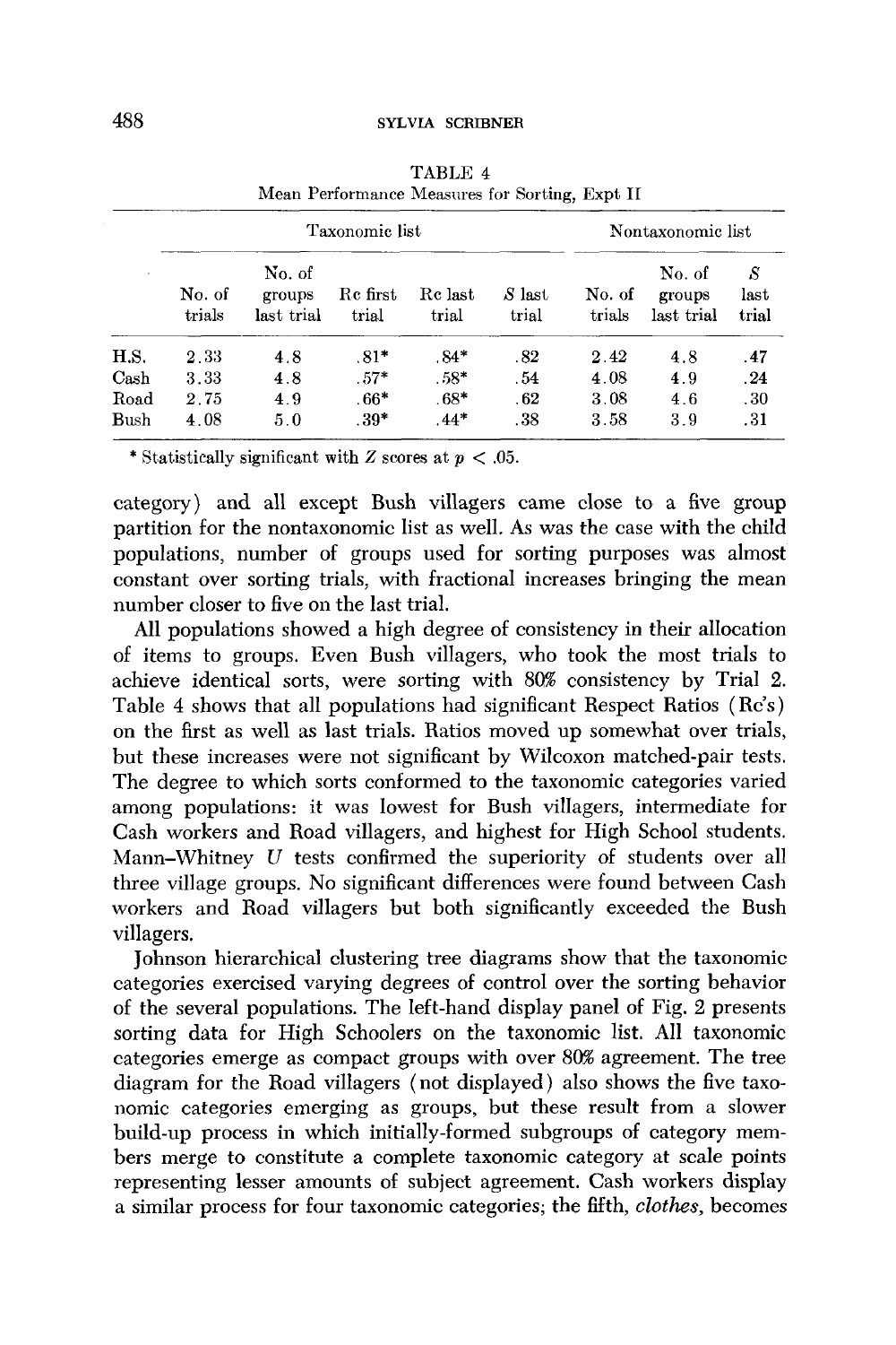TABLE 4
Mean Performance Measures for Sorting, Expt II

| | Taxonomic list | | | | | Nontaxonomic list | | |
|---|---|---|---|---|---|---|---|---|
| | No. of trials | No. of groups last trial | Rc first trial | Rc last trial | *S* last trial | No. of trials | No. of groups last trial | *S* last trial |
| H.S. | 2.33 | 4.8 | .81* | .84* | .82 | 2.42 | 4.8 | .47 |
| Cash | 3.33 | 4.8 | .57* | .58* | .54 | 4.08 | 4.9 | .24 |
| Road | 2.75 | 4.9 | .66* | .68* | .62 | 3.08 | 4.6 | .30 |
| Bush | 4.08 | 5.0 | .39* | .44* | .38 | 3.58 | 3.9 | .31 |

\* Statistically significant with $Z$ scores at $p < .05$.

category) and all except Bush villagers came close to a five group partition for the nontaxonomic list as well. As was the case with the child populations, number of groups used for sorting purposes was almost constant over sorting trials, with fractional increases bringing the mean number closer to five on the last trial.

All populations showed a high degree of consistency in their allocation of items to groups. Even Bush villagers, who took the most trials to achieve identical sorts, were sorting with 80% consistency by Trial 2. Table 4 shows that all populations had significant Respect Ratios (Rc's) on the first as well as last trials. Ratios moved up somewhat over trials, but these increases were not significant by Wilcoxon matched-pair tests. The degree to which sorts conformed to the taxonomic categories varied among populations: it was lowest for Bush villagers, intermediate for Cash workers and Road villagers, and highest for High School students. Mann–Whitney $U$ tests confirmed the superiority of students over all three village groups. No significant differences were found between Cash workers and Road villagers but both significantly exceeded the Bush villagers.

Johnson hierarchical clustering tree diagrams show that the taxonomic categories exercised varying degrees of control over the sorting behavior of the several populations. The left-hand display panel of Fig. 2 presents sorting data for High Schoolers on the taxonomic list. All taxonomic categories emerge as compact groups with over 80% agreement. The tree diagram for the Road villagers (not displayed) also shows the five taxonomic categories emerging as groups, but these result from a slower build-up process in which initially-formed subgroups of category members merge to constitute a complete taxonomic category at scale points representing lesser amounts of subject agreement. Cash workers display a similar process for four taxonomic categories; the fifth, *clothes*, becomes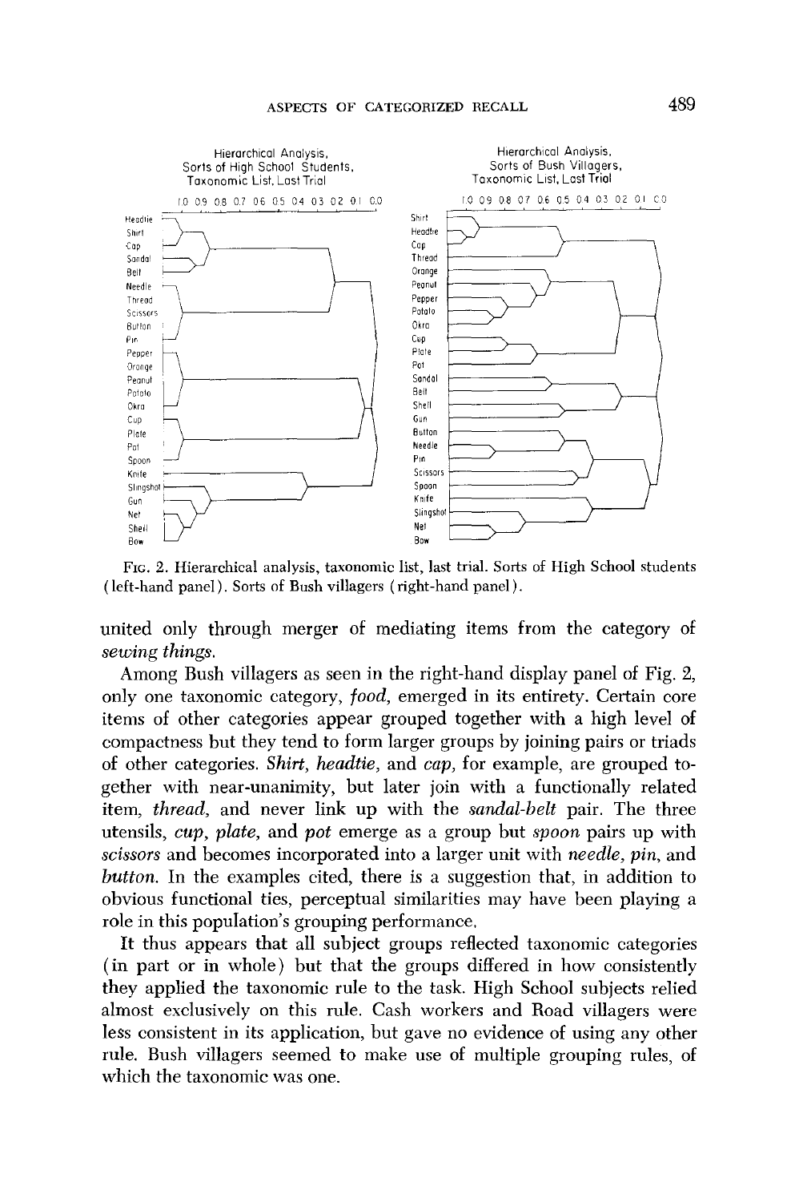FIG. 2. Hierarchical analysis, taxonomic list, last trial. Sorts of High School students (left-hand panel). Sorts of Bush villagers (right-hand panel).

united only through merger of mediating items from the category of *sewing things*.

Among Bush villagers as seen in the right-hand display panel of Fig. 2, only one taxonomic category, *food*, emerged in its entirety. Certain core items of other categories appear grouped together with a high level of compactness but they tend to form larger groups by joining pairs or triads of other categories. *Shirt, headtie*, and *cap*, for example, are grouped together with near-unanimity, but later join with a functionally related item, *thread*, and never link up with the *sandal-belt* pair. The three utensils, *cup, plate*, and *pot* emerge as a group but *spoon* pairs up with *scissors* and becomes incorporated into a larger unit with *needle, pin*, and *button*. In the examples cited, there is a suggestion that, in addition to obvious functional ties, perceptual similarities may have been playing a role in this population's grouping performance.

It thus appears that all subject groups reflected taxonomic categories (in part or in whole) but that the groups differed in how consistently they applied the taxonomic rule to the task. High School subjects relied almost exclusively on this rule. Cash workers and Road villagers were less consistent in its application, but gave no evidence of using any other rule. Bush villagers seemed to make use of multiple grouping rules, of which the taxonomic was one.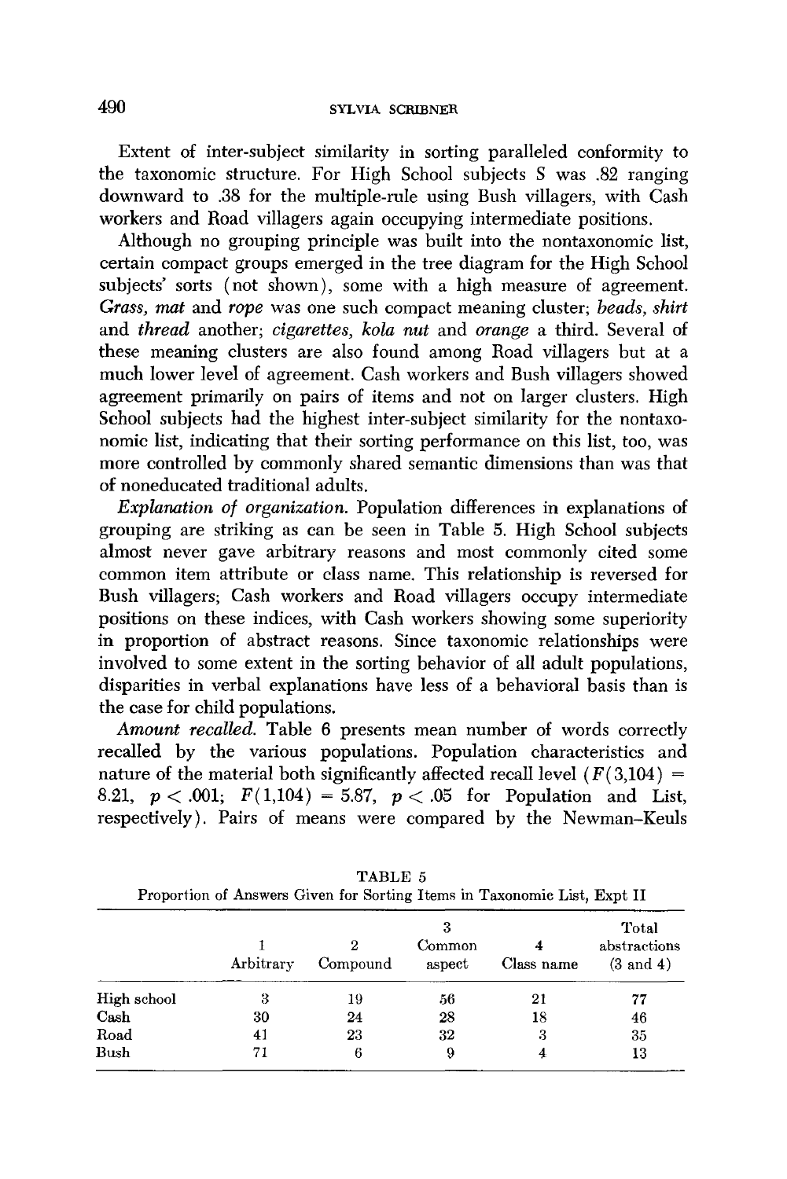Extent of inter-subject similarity in sorting paralleled conformity to the taxonomic structure. For High School subjects S was .82 ranging downward to .38 for the multiple-rule using Bush villagers, with Cash workers and Road villagers again occupying intermediate positions.

Although no grouping principle was built into the nontaxonomic list, certain compact groups emerged in the tree diagram for the High School subjects' sorts (not shown), some with a high measure of agreement. *Grass, mat* and *rope* was one such compact meaning cluster; *beads, shirt* and *thread* another; *cigarettes, kola nut* and *orange* a third. Several of these meaning clusters are also found among Road villagers but at a much lower level of agreement. Cash workers and Bush villagers showed agreement primarily on pairs of items and not on larger clusters. High School subjects had the highest inter-subject similarity for the nontaxonomic list, indicating that their sorting performance on this list, too, was more controlled by commonly shared semantic dimensions than was that of noneducated traditional adults.

*Explanation of organization.* Population differences in explanations of grouping are striking as can be seen in Table 5. High School subjects almost never gave arbitrary reasons and most commonly cited some common item attribute or class name. This relationship is reversed for Bush villagers; Cash workers and Road villagers occupy intermediate positions on these indices, with Cash workers showing some superiority in proportion of abstract reasons. Since taxonomic relationships were involved to some extent in the sorting behavior of all adult populations, disparities in verbal explanations have less of a behavioral basis than is the case for child populations.

*Amount recalled.* Table 6 presents mean number of words correctly recalled by the various populations. Population characteristics and nature of the material both significantly affected recall level ($F(3,104) = 8.21$, $p < .001$; $F(1,104) = 5.87$, $p < .05$ for Population and List, respectively). Pairs of means were compared by the Newman–Keuls

TABLE 5
Proportion of Answers Given for Sorting Items in Taxonomic List, Expt II

| | 1 Arbitrary | 2 Compound | 3 Common aspect | 4 Class name | Total abstractions (3 and 4) |
|---|---|---|---|---|---|
| High school | 3 | 19 | 56 | 21 | 77 |
| Cash | 30 | 24 | 28 | 18 | 46 |
| Road | 41 | 23 | 32 | 3 | 35 |
| Bush | 71 | 6 | 9 | 4 | 13 |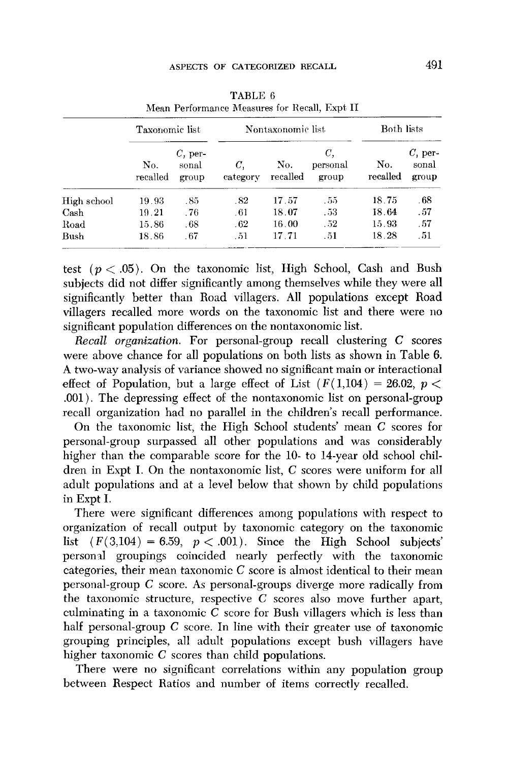TABLE 6
Mean Performance Measures for Recall, Expt II

| | Taxonomic list | | | Nontaxonomic list | | Both lists | |
|---|---|---|---|---|---|---|---|
| | No. recalled | $C$, personal group | $C$, category | No. recalled | $C$, personal group | No. recalled | $C$, personal group |
| High school | 19.93 | .85 | .82 | 17.57 | .55 | 18.75 | .68 |
| Cash | 19.21 | .76 | .61 | 18.07 | .53 | 18.64 | .57 |
| Road | 15.86 | .68 | .62 | 16.00 | .52 | 15.93 | .57 |
| Bush | 18.86 | .67 | .51 | 17.71 | .51 | 18.28 | .51 |

test ($p < .05$). On the taxonomic list, High School, Cash and Bush subjects did not differ significantly among themselves while they were all significantly better than Road villagers. All populations except Road villagers recalled more words on the taxonomic list and there were no significant population differences on the nontaxonomic list.

*Recall organization.* For personal-group recall clustering $C$ scores were above chance for all populations on both lists as shown in Table 6. A two-way analysis of variance showed no significant main or interactional effect of Population, but a large effect of List ($F(1,104) = 26.02$, $p < .001$). The depressing effect of the nontaxonomic list on personal-group recall organization had no parallel in the children's recall performance.

On the taxonomic list, the High School students' mean $C$ scores for personal-group surpassed all other populations and was considerably higher than the comparable score for the 10- to 14-year old school children in Expt I. On the nontaxonomic list, $C$ scores were uniform for all adult populations and at a level below that shown by child populations in Expt I.

There were significant differences among populations with respect to organization of recall output by taxonomic category on the taxonomic list ($F(3,104) = 6.59$, $p < .001$). Since the High School subjects' personal groupings coincided nearly perfectly with the taxonomic categories, their mean taxonomic $C$ score is almost identical to their mean personal-group $C$ score. As personal-groups diverge more radically from the taxonomic structure, respective $C$ scores also move further apart, culminating in a taxonomic $C$ score for Bush villagers which is less than half personal-group $C$ score. In line with their greater use of taxonomic grouping principles, all adult populations except bush villagers have higher taxonomic $C$ scores than child populations.

There were no significant correlations within any population group between Respect Ratios and number of items correctly recalled.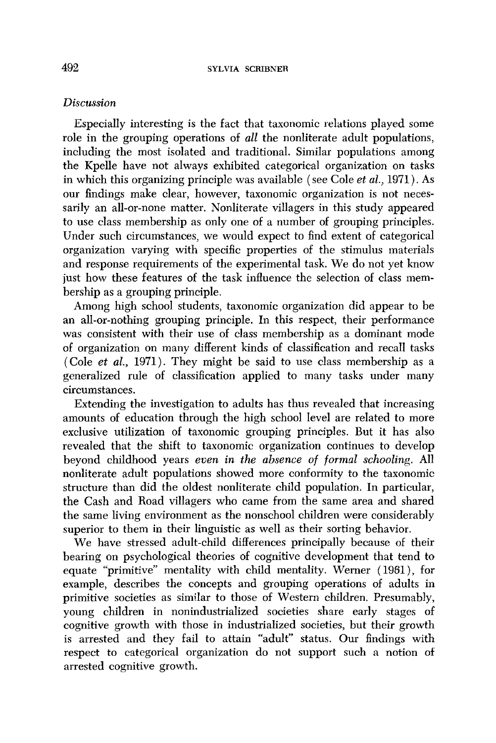### *Discussion*

Especially interesting is the fact that taxonomic relations played some role in the grouping operations of *all* the nonliterate adult populations, including the most isolated and traditional. Similar populations among the Kpelle have not always exhibited categorical organization on tasks in which this organizing principle was available (see Cole *et al.,* 1971). As our findings make clear, however, taxonomic organization is not necessarily an all-or-none matter. Nonliterate villagers in this study appeared to use class membership as only one of a number of grouping principles. Under such circumstances, we would expect to find extent of categorical organization varying with specific properties of the stimulus materials and response requirements of the experimental task. We do not yet know just how these features of the task influence the selection of class membership as a grouping principle.

Among high school students, taxonomic organization did appear to be an all-or-nothing grouping principle. In this respect, their performance was consistent with their use of class membership as a dominant mode of organization on many different kinds of classification and recall tasks (Cole *et al.,* 1971). They might be said to use class membership as a generalized rule of classification applied to many tasks under many circumstances.

Extending the investigation to adults has thus revealed that increasing amounts of education through the high school level are related to more exclusive utilization of taxonomic grouping principles. But it has also revealed that the shift to taxonomic organization continues to develop beyond childhood years *even in the absence of formal schooling.* All nonliterate adult populations showed more conformity to the taxonomic structure than did the oldest nonliterate child population. In particular, the Cash and Road villagers who came from the same area and shared the same living environment as the nonschool children were considerably superior to them in their linguistic as well as their sorting behavior.

We have stressed adult-child differences principally because of their bearing on psychological theories of cognitive development that tend to equate "primitive" mentality with child mentality. Werner (1961), for example, describes the concepts and grouping operations of adults in primitive societies as similar to those of Western children. Presumably, young children in nonindustrialized societies share early stages of cognitive growth with those in industrialized societies, but their growth is arrested and they fail to attain "adult" status. Our findings with respect to categorical organization do not support such a notion of arrested cognitive growth.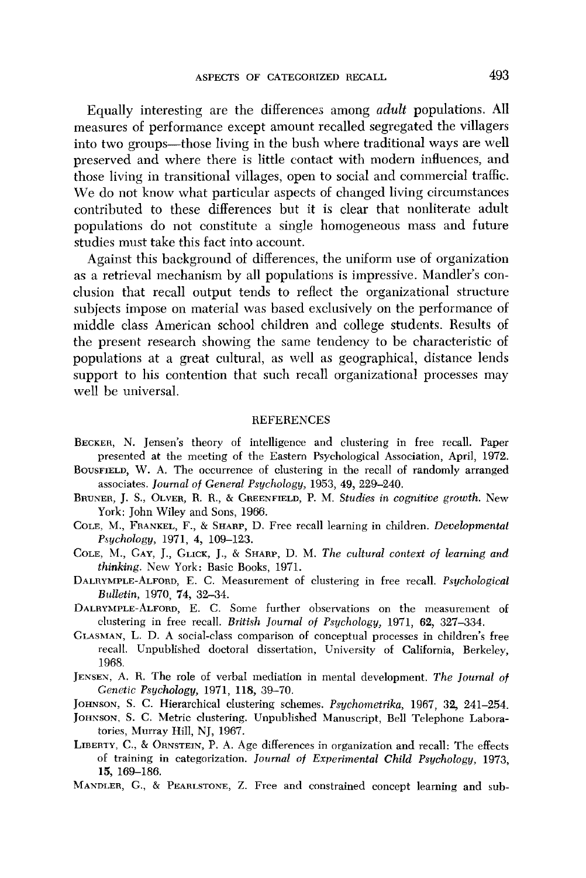Equally interesting are the differences among *adult* populations. All measures of performance except amount recalled segregated the villagers into two groups—those living in the bush where traditional ways are well preserved and where there is little contact with modern influences, and those living in transitional villages, open to social and commercial traffic. We do not know what particular aspects of changed living circumstances contributed to these differences but it is clear that nonliterate adult populations do not constitute a single homogeneous mass and future studies must take this fact into account.

Against this background of differences, the uniform use of organization as a retrieval mechanism by all populations is impressive. Mandler's conclusion that recall output tends to reflect the organizational structure subjects impose on material was based exclusively on the performance of middle class American school children and college students. Results of the present research showing the same tendency to be characteristic of populations at a great cultural, as well as geographical, distance lends support to his contention that such recall organizational processes may well be universal.

## REFERENCES

Becker, N. Jensen's theory of intelligence and clustering in free recall. Paper presented at the meeting of the Eastern Psychological Association, April, 1972.

Bousfield, W. A. The occurrence of clustering in the recall of randomly arranged associates. *Journal of General Psychology*, 1953, **49**, 229–240.

Bruner, J. S., Olver, R. R., & Greenfield, P. M. *Studies in cognitive growth*. New York: John Wiley and Sons, 1966.

Cole, M., Frankel, F., & Sharp, D. Free recall learning in children. *Developmental Psychology*, 1971, **4**, 109–123.

Cole, M., Gay, J., Glick, J., & Sharp, D. M. *The cultural context of learning and thinking*. New York: Basic Books, 1971.

Dalrymple-Alford, E. C. Measurement of clustering in free recall. *Psychological Bulletin*, 1970, **74**, 32–34.

Dalrymple-Alford, E. C. Some further observations on the measurement of clustering in free recall. *British Journal of Psychology*, 1971, **62**, 327–334.

Glasman, L. D. A social-class comparison of conceptual processes in children's free recall. Unpublished doctoral dissertation, University of California, Berkeley, 1968.

Jensen, A. R. The role of verbal mediation in mental development. *The Journal of Genetic Psychology*, 1971, **118**, 39–70.

Johnson, S. C. Hierarchical clustering schemes. *Psychometrika*, 1967, **32**, 241–254.

Johnson, S. C. Metric clustering. Unpublished Manuscript, Bell Telephone Laboratories, Murray Hill, NJ, 1967.

Liberty, C., & Ornstein, P. A. Age differences in organization and recall: The effects of training in categorization. *Journal of Experimental Child Psychology*, 1973, **15**, 169–186.

Mandler, G., & Pearlstone, Z. Free and constrained concept learning and sub-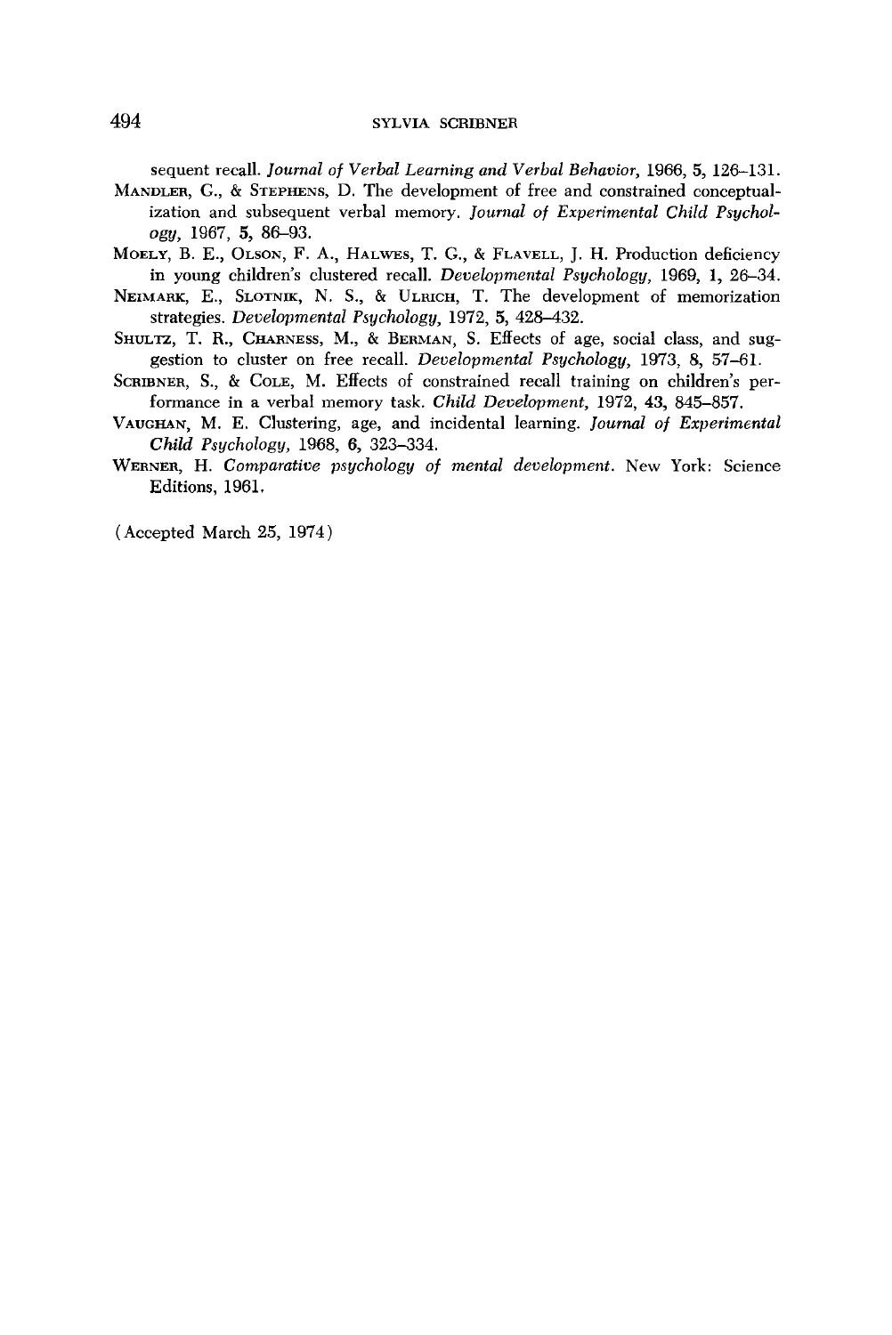sequent recall. *Journal of Verbal Learning and Verbal Behavior*, 1966, **5**, 126–131.

Mandler, G., & Stephens, D. The development of free and constrained conceptualization and subsequent verbal memory. *Journal of Experimental Child Psychology*, 1967, **5**, 86–93.

Moely, B. E., Olson, F. A., Halwes, T. G., & Flavell, J. H. Production deficiency in young children's clustered recall. *Developmental Psychology*, 1969, **1**, 26–34.

Neimark, E., Slotnik, N. S., & Ulrich, T. The development of memorization strategies. *Developmental Psychology*, 1972, **5**, 428–432.

Shultz, T. R., Charness, M., & Berman, S. Effects of age, social class, and suggestion to cluster on free recall. *Developmental Psychology*, 1973, **8**, 57–61.

Scribner, S., & Cole, M. Effects of constrained recall training on children's performance in a verbal memory task. *Child Development*, 1972, **43**, 845–857.

Vaughan, M. E. Clustering, age, and incidental learning. *Journal of Experimental Child Psychology*, 1968, **6**, 323–334.

Werner, H. *Comparative psychology of mental development*. New York: Science Editions, 1961.

(Accepted March 25, 1974)